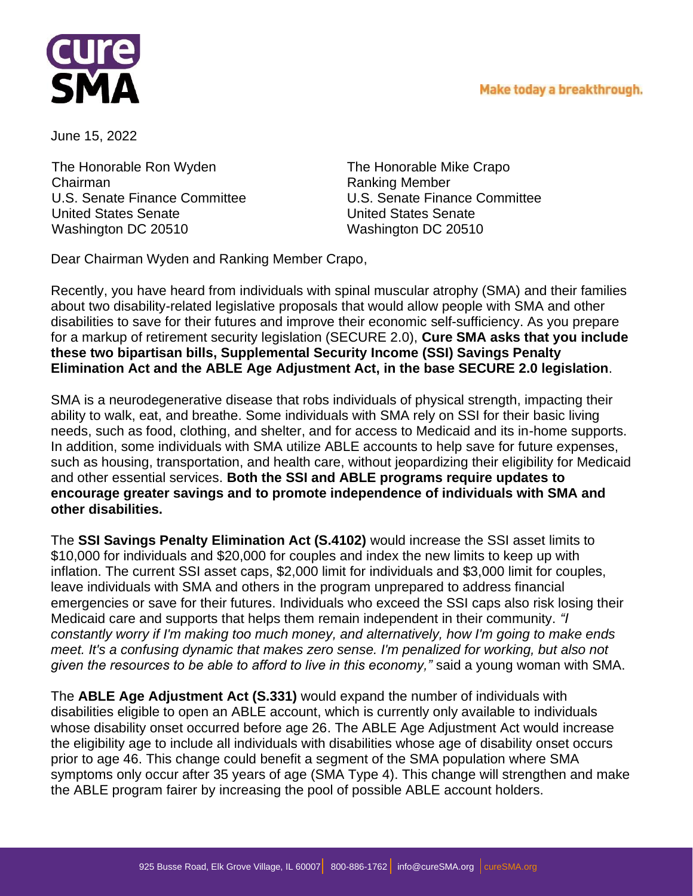cure SMA

Make today a breakthrough.

June 15, 2022

The Honorable Ron Wyden
Chairman
U.S. Senate Finance Committee
United States Senate
Washington DC 20510

The Honorable Mike Crapo
Ranking Member
U.S. Senate Finance Committee
United States Senate
Washington DC 20510

Dear Chairman Wyden and Ranking Member Crapo,

Recently, you have heard from individuals with spinal muscular atrophy (SMA) and their families about two disability-related legislative proposals that would allow people with SMA and other disabilities to save for their futures and improve their economic self-sufficiency. As you prepare for a markup of retirement security legislation (SECURE 2.0), **Cure SMA asks that you include these two bipartisan bills, Supplemental Security Income (SSI) Savings Penalty Elimination Act and the ABLE Age Adjustment Act, in the base SECURE 2.0 legislation**.

SMA is a neurodegenerative disease that robs individuals of physical strength, impacting their ability to walk, eat, and breathe. Some individuals with SMA rely on SSI for their basic living needs, such as food, clothing, and shelter, and for access to Medicaid and its in-home supports. In addition, some individuals with SMA utilize ABLE accounts to help save for future expenses, such as housing, transportation, and health care, without jeopardizing their eligibility for Medicaid and other essential services. **Both the SSI and ABLE programs require updates to encourage greater savings and to promote independence of individuals with SMA and other disabilities.**

The **SSI Savings Penalty Elimination Act (S.4102)** would increase the SSI asset limits to $10,000 for individuals and $20,000 for couples and index the new limits to keep up with inflation. The current SSI asset caps, $2,000 limit for individuals and $3,000 limit for couples, leave individuals with SMA and others in the program unprepared to address financial emergencies or save for their futures. Individuals who exceed the SSI caps also risk losing their Medicaid care and supports that helps them remain independent in their community. *"I constantly worry if I'm making too much money, and alternatively, how I'm going to make ends meet. It's a confusing dynamic that makes zero sense. I'm penalized for working, but also not given the resources to be able to afford to live in this economy,"* said a young woman with SMA.

The **ABLE Age Adjustment Act (S.331)** would expand the number of individuals with disabilities eligible to open an ABLE account, which is currently only available to individuals whose disability onset occurred before age 26. The ABLE Age Adjustment Act would increase the eligibility age to include all individuals with disabilities whose age of disability onset occurs prior to age 46. This change could benefit a segment of the SMA population where SMA symptoms only occur after 35 years of age (SMA Type 4). This change will strengthen and make the ABLE program fairer by increasing the pool of possible ABLE account holders.

925 Busse Road, Elk Grove Village, IL 60007 | 800-886-1762 | info@cureSMA.org | cureSMA.org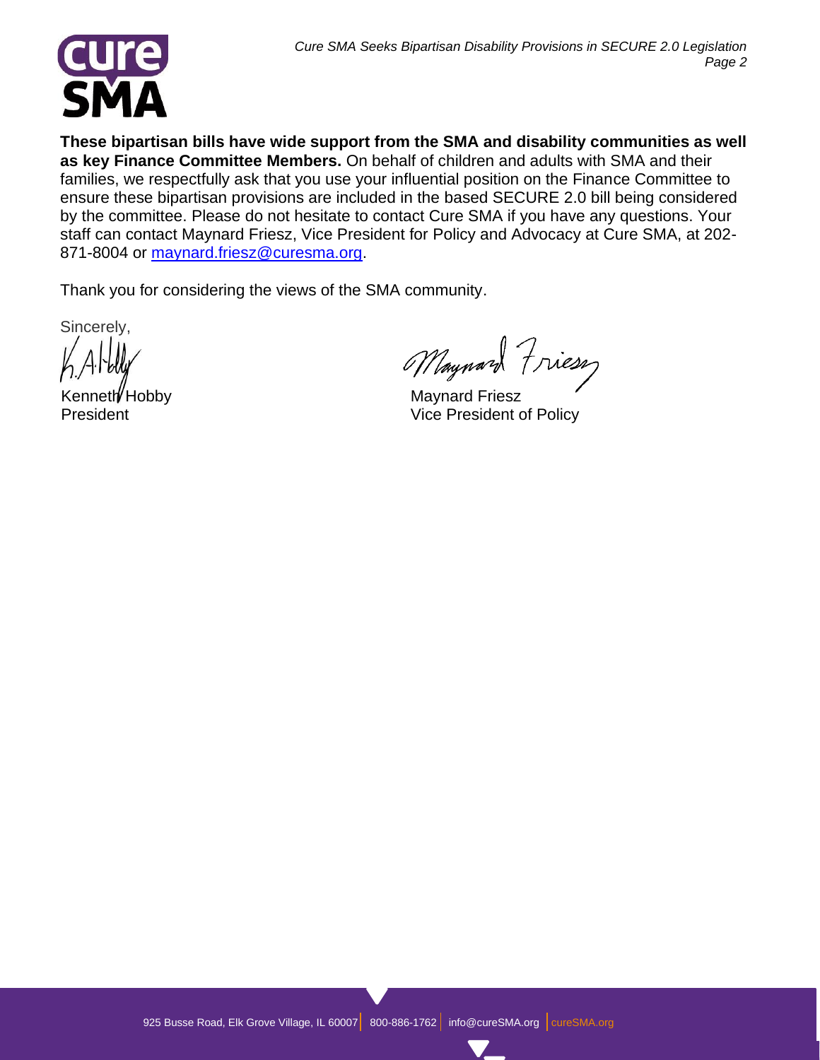**These bipartisan bills have wide support from the SMA and disability communities as well as key Finance Committee Members.** On behalf of children and adults with SMA and their families, we respectfully ask that you use your influential position on the Finance Committee to ensure these bipartisan provisions are included in the based SECURE 2.0 bill being considered by the committee. Please do not hesitate to contact Cure SMA if you have any questions. Your staff can contact Maynard Friesz, Vice President for Policy and Advocacy at Cure SMA, at 202-871-8004 or [maynard.friesz@curesma.org](mailto:maynard.friesz@curesma.org).

Thank you for considering the views of the SMA community.

Sincerely,

Kenneth Hobby
President

Maynard Friesz
Vice President of Policy

925 Busse Road, Elk Grove Village, IL 60007 | 800-886-1762 | info@cureSMA.org | cureSMA.org